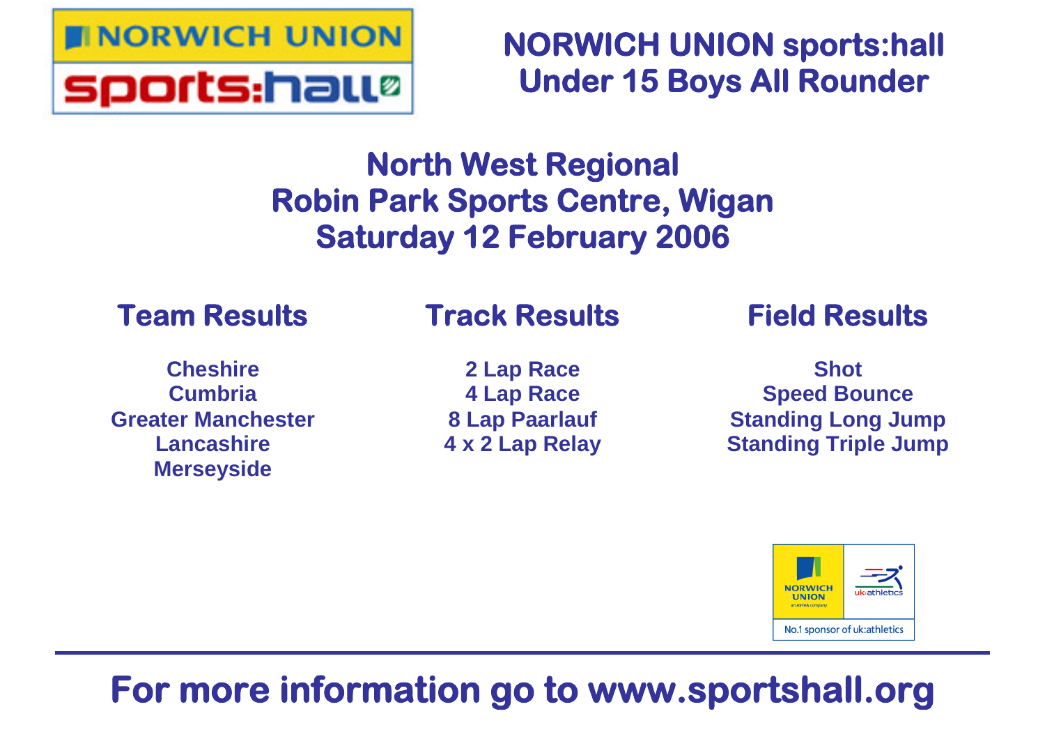# NORWICH UNION sports:hall
# Under 15 Boys All Rounder

## North West Regional
## Robin Park Sports Centre, Wigan
## Saturday 12 February 2006

### Team Results

**Cheshire**
**Cumbria**
**Greater Manchester**
**Lancashire**
**Merseyside**

### Track Results

**2 Lap Race**
**4 Lap Race**
**8 Lap Paarlauf**
**4 x 2 Lap Relay**

### Field Results

**Shot**
**Speed Bounce**
**Standing Long Jump**
**Standing Triple Jump**

NORWICH UNION an AVIVA company | uk:athletics
No.1 sponsor of uk:athletics

---

**For more information go to www.sportshall.org**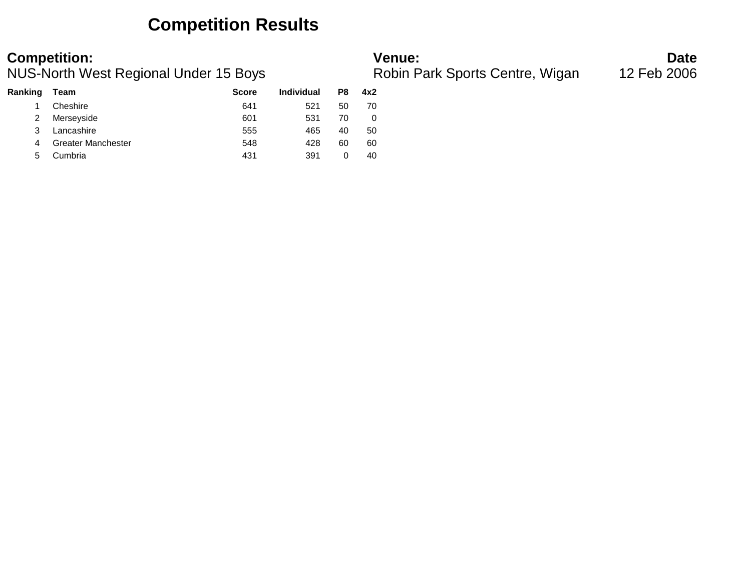# Competition Results

**Competition:**
NUS-North West Regional Under 15 Boys

**Venue:**
Robin Park Sports Centre, Wigan

**Date**
12 Feb 2006

| Ranking | Team | Score | Individual | P8 | 4x2 |
|---|---|---|---|---|---|
| 1 | Cheshire | 641 | 521 | 50 | 70 |
| 2 | Merseyside | 601 | 531 | 70 | 0 |
| 3 | Lancashire | 555 | 465 | 40 | 50 |
| 4 | Greater Manchester | 548 | 428 | 60 | 60 |
| 5 | Cumbria | 431 | 391 | 0 | 40 |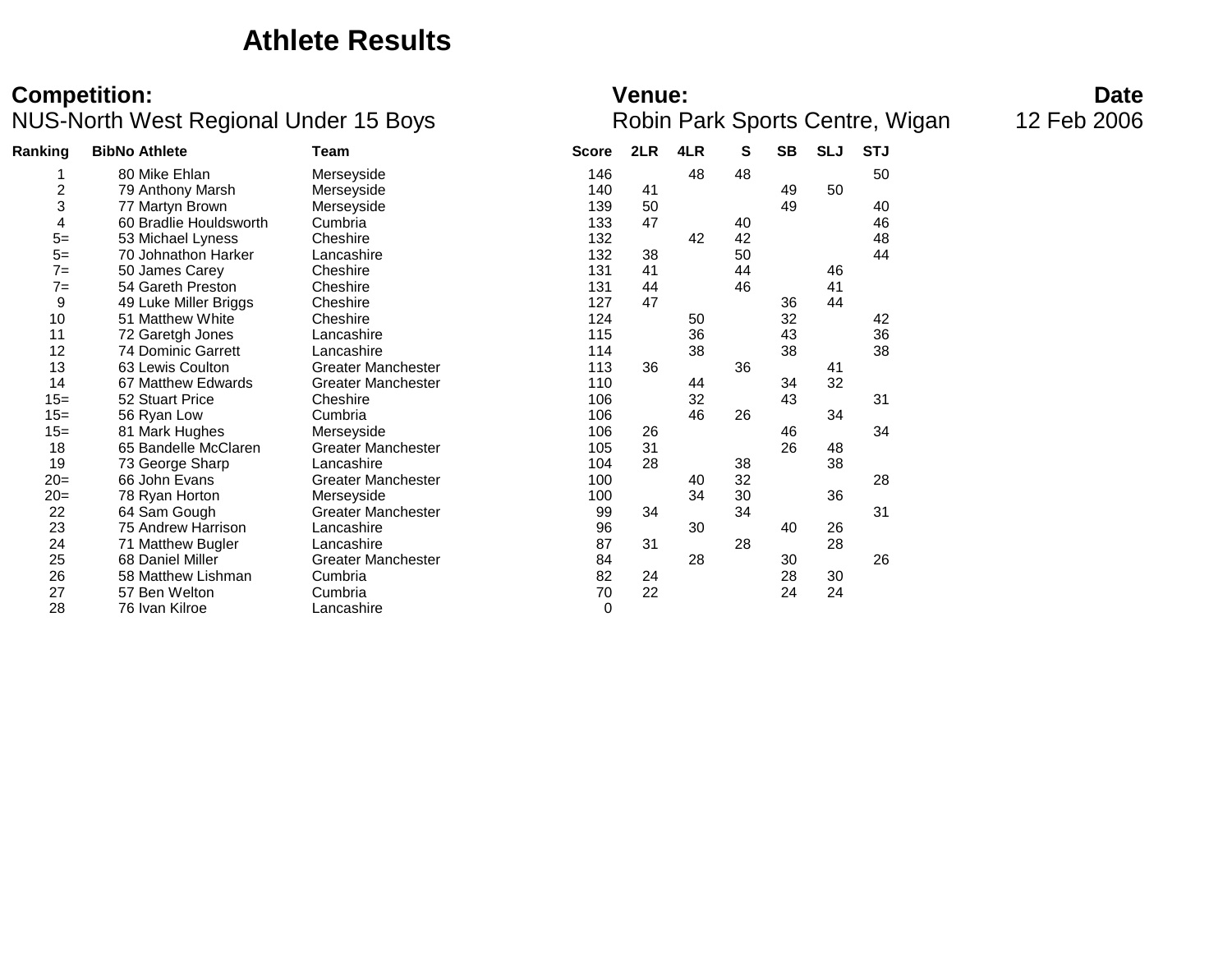# Athlete Results

**Competition:**
NUS-North West Regional Under 15 Boys

**Venue:**
Robin Park Sports Centre, Wigan

**Date**
12 Feb 2006

| Ranking | BibNo | Athlete | Team | Score | 2LR | 4LR | S | SB | SLJ | STJ |
|---|---|---|---|---|---|---|---|---|---|---|
| 1 | 80 | Mike Ehlan | Merseyside | 146 | | 48 | 48 | | | 50 |
| 2 | 79 | Anthony Marsh | Merseyside | 140 | 41 | | | 49 | 50 | |
| 3 | 77 | Martyn Brown | Merseyside | 139 | 50 | | | 49 | | 40 |
| 4 | 60 | Bradlie Houldsworth | Cumbria | 133 | 47 | | 40 | | | 46 |
| 5= | 53 | Michael Lyness | Cheshire | 132 | | 42 | 42 | | | 48 |
| 5= | 70 | Johnathon Harker | Lancashire | 132 | 38 | | 50 | | | 44 |
| 7= | 50 | James Carey | Cheshire | 131 | 41 | | 44 | | 46 | |
| 7= | 54 | Gareth Preston | Cheshire | 131 | 44 | | 46 | | 41 | |
| 9 | 49 | Luke Miller Briggs | Cheshire | 127 | 47 | | | 36 | 44 | |
| 10 | 51 | Matthew White | Cheshire | 124 | | 50 | | 32 | | 42 |
| 11 | 72 | Garetgh Jones | Lancashire | 115 | | 36 | | 43 | | 36 |
| 12 | 74 | Dominic Garrett | Lancashire | 114 | | 38 | | 38 | | 38 |
| 13 | 63 | Lewis Coulton | Greater Manchester | 113 | 36 | | 36 | | 41 | |
| 14 | 67 | Matthew Edwards | Greater Manchester | 110 | | 44 | | 34 | 32 | |
| 15= | 52 | Stuart Price | Cheshire | 106 | | 32 | | 43 | | 31 |
| 15= | 56 | Ryan Low | Cumbria | 106 | | 46 | 26 | | 34 | |
| 15= | 81 | Mark Hughes | Merseyside | 106 | 26 | | | 46 | | 34 |
| 18 | 65 | Bandelle McClaren | Greater Manchester | 105 | 31 | | | 26 | 48 | |
| 19 | 73 | George Sharp | Lancashire | 104 | 28 | | 38 | | 38 | |
| 20= | 66 | John Evans | Greater Manchester | 100 | | 40 | 32 | | | 28 |
| 20= | 78 | Ryan Horton | Merseyside | 100 | | 34 | 30 | | 36 | |
| 22 | 64 | Sam Gough | Greater Manchester | 99 | 34 | | 34 | | | 31 |
| 23 | 75 | Andrew Harrison | Lancashire | 96 | | 30 | | 40 | 26 | |
| 24 | 71 | Matthew Bugler | Lancashire | 87 | 31 | | 28 | | 28 | |
| 25 | 68 | Daniel Miller | Greater Manchester | 84 | | 28 | | 30 | | 26 |
| 26 | 58 | Matthew Lishman | Cumbria | 82 | 24 | | | 28 | 30 | |
| 27 | 57 | Ben Welton | Cumbria | 70 | 22 | | | 24 | 24 | |
| 28 | 76 | Ivan Kilroe | Lancashire | 0 | | | | | | |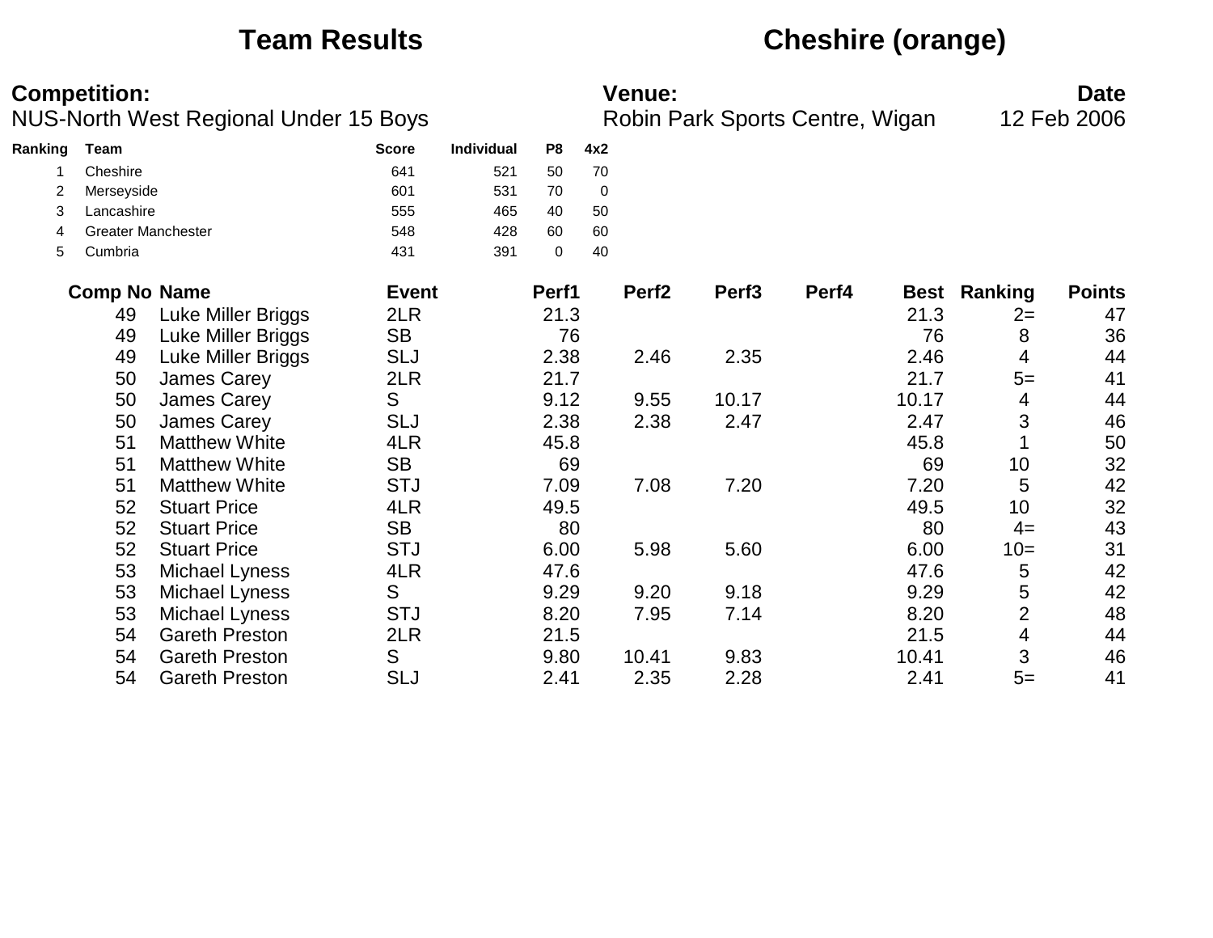# Team Results

## Cheshire (orange)

**Competition:**
NUS-North West Regional Under 15 Boys

**Venue:**
Robin Park Sports Centre, Wigan

**Date**
12 Feb 2006

| Ranking | Team | Score | Individual | P8 | 4x2 |
|---|---|---|---|---|---|
| 1 | Cheshire | 641 | 521 | 50 | 70 |
| 2 | Merseyside | 601 | 531 | 70 | 0 |
| 3 | Lancashire | 555 | 465 | 40 | 50 |
| 4 | Greater Manchester | 548 | 428 | 60 | 60 |
| 5 | Cumbria | 431 | 391 | 0 | 40 |

| Comp No | Name | Event | Perf1 | Perf2 | Perf3 | Perf4 | Best | Ranking | Points |
|---|---|---|---|---|---|---|---|---|---|
| 49 | Luke Miller Briggs | 2LR | 21.3 | | | | 21.3 | 2= | 47 |
| 49 | Luke Miller Briggs | SB | 76 | | | | 76 | 8 | 36 |
| 49 | Luke Miller Briggs | SLJ | 2.38 | 2.46 | 2.35 | | 2.46 | 4 | 44 |
| 50 | James Carey | 2LR | 21.7 | | | | 21.7 | 5= | 41 |
| 50 | James Carey | S | 9.12 | 9.55 | 10.17 | | 10.17 | 4 | 44 |
| 50 | James Carey | SLJ | 2.38 | 2.38 | 2.47 | | 2.47 | 3 | 46 |
| 51 | Matthew White | 4LR | 45.8 | | | | 45.8 | 1 | 50 |
| 51 | Matthew White | SB | 69 | | | | 69 | 10 | 32 |
| 51 | Matthew White | STJ | 7.09 | 7.08 | 7.20 | | 7.20 | 5 | 42 |
| 52 | Stuart Price | 4LR | 49.5 | | | | 49.5 | 10 | 32 |
| 52 | Stuart Price | SB | 80 | | | | 80 | 4= | 43 |
| 52 | Stuart Price | STJ | 6.00 | 5.98 | 5.60 | | 6.00 | 10= | 31 |
| 53 | Michael Lyness | 4LR | 47.6 | | | | 47.6 | 5 | 42 |
| 53 | Michael Lyness | S | 9.29 | 9.20 | 9.18 | | 9.29 | 5 | 42 |
| 53 | Michael Lyness | STJ | 8.20 | 7.95 | 7.14 | | 8.20 | 2 | 48 |
| 54 | Gareth Preston | 2LR | 21.5 | | | | 21.5 | 4 | 44 |
| 54 | Gareth Preston | S | 9.80 | 10.41 | 9.83 | | 10.41 | 3 | 46 |
| 54 | Gareth Preston | SLJ | 2.41 | 2.35 | 2.28 | | 2.41 | 5= | 41 |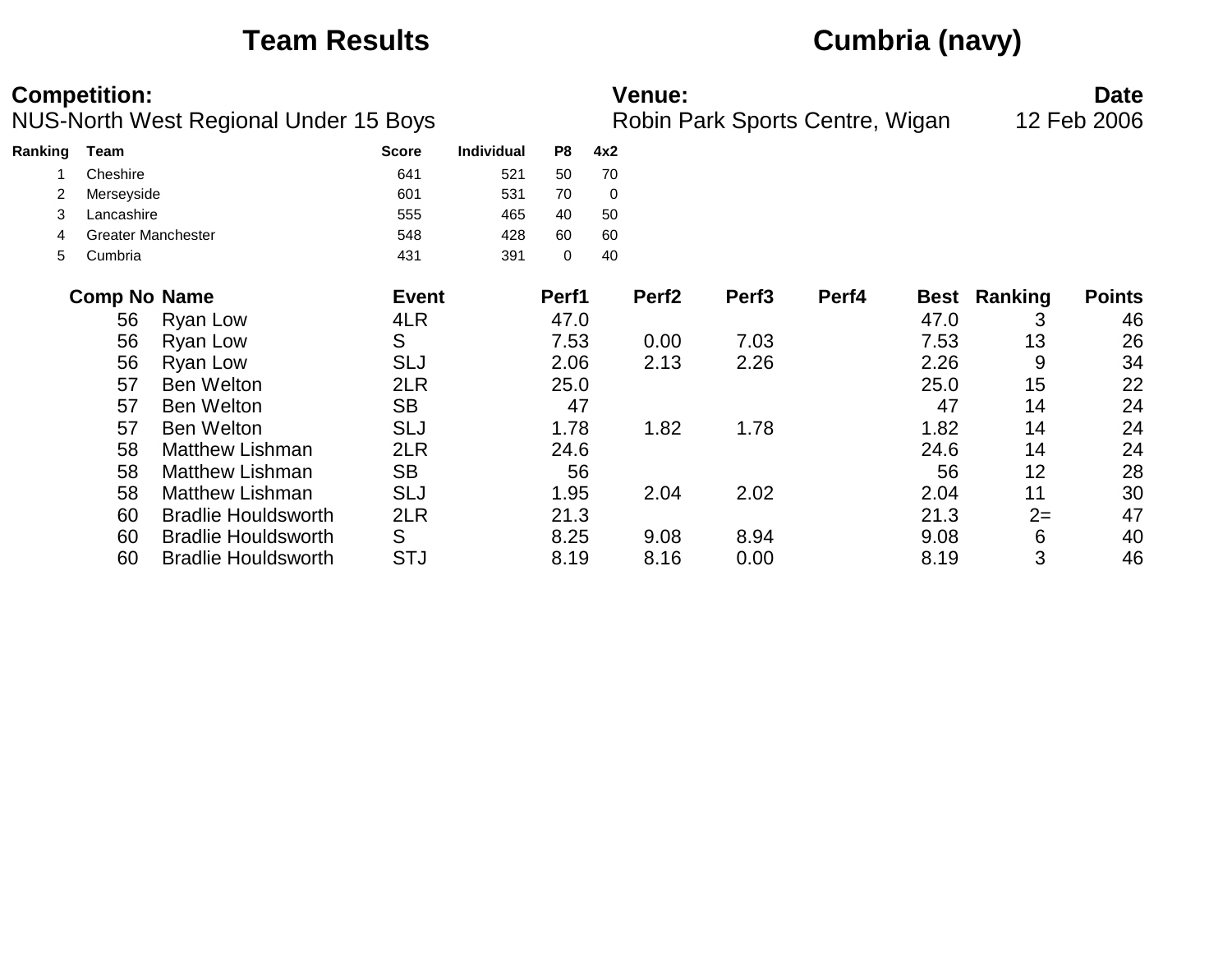# Team Results

## Cumbria (navy)

**Competition:** NUS-North West Regional Under 15 Boys

**Venue:** Robin Park Sports Centre, Wigan

**Date** 12 Feb 2006

| Ranking | Team | Score | Individual | P8 | 4x2 |
|---|---|---|---|---|---|
| 1 | Cheshire | 641 | 521 | 50 | 70 |
| 2 | Merseyside | 601 | 531 | 70 | 0 |
| 3 | Lancashire | 555 | 465 | 40 | 50 |
| 4 | Greater Manchester | 548 | 428 | 60 | 60 |
| 5 | Cumbria | 431 | 391 | 0 | 40 |

| Comp No | Name | Event | Perf1 | Perf2 | Perf3 | Perf4 | Best | Ranking | Points |
|---|---|---|---|---|---|---|---|---|---|
| 56 | Ryan Low | 4LR | 47.0 | | | | 47.0 | 3 | 46 |
| 56 | Ryan Low | S | 7.53 | 0.00 | 7.03 | | 7.53 | 13 | 26 |
| 56 | Ryan Low | SLJ | 2.06 | 2.13 | 2.26 | | 2.26 | 9 | 34 |
| 57 | Ben Welton | 2LR | 25.0 | | | | 25.0 | 15 | 22 |
| 57 | Ben Welton | SB | 47 | | | | 47 | 14 | 24 |
| 57 | Ben Welton | SLJ | 1.78 | 1.82 | 1.78 | | 1.82 | 14 | 24 |
| 58 | Matthew Lishman | 2LR | 24.6 | | | | 24.6 | 14 | 24 |
| 58 | Matthew Lishman | SB | 56 | | | | 56 | 12 | 28 |
| 58 | Matthew Lishman | SLJ | 1.95 | 2.04 | 2.02 | | 2.04 | 11 | 30 |
| 60 | Bradlie Houldsworth | 2LR | 21.3 | | | | 21.3 | 2= | 47 |
| 60 | Bradlie Houldsworth | S | 8.25 | 9.08 | 8.94 | | 9.08 | 6 | 40 |
| 60 | Bradlie Houldsworth | STJ | 8.19 | 8.16 | 0.00 | | 8.19 | 3 | 46 |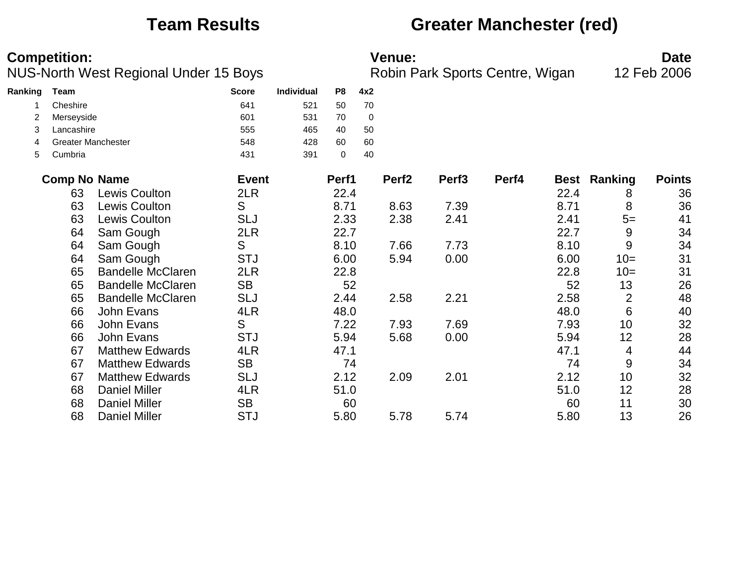# Team Results — Greater Manchester (red)

**Competition:**
NUS-North West Regional Under 15 Boys

**Venue:**
Robin Park Sports Centre, Wigan

**Date**
12 Feb 2006

| Ranking | Team | Score | Individual | P8 | 4x2 |
|---|---|---|---|---|---|
| 1 | Cheshire | 641 | 521 | 50 | 70 |
| 2 | Merseyside | 601 | 531 | 70 | 0 |
| 3 | Lancashire | 555 | 465 | 40 | 50 |
| 4 | Greater Manchester | 548 | 428 | 60 | 60 |
| 5 | Cumbria | 431 | 391 | 0 | 40 |

| Comp No | Name | Event | Perf1 | Perf2 | Perf3 | Perf4 | Best | Ranking | Points |
|---|---|---|---|---|---|---|---|---|---|
| 63 | Lewis Coulton | 2LR | 22.4 | | | | 22.4 | 8 | 36 |
| 63 | Lewis Coulton | S | 8.71 | 8.63 | 7.39 | | 8.71 | 8 | 36 |
| 63 | Lewis Coulton | SLJ | 2.33 | 2.38 | 2.41 | | 2.41 | 5= | 41 |
| 64 | Sam Gough | 2LR | 22.7 | | | | 22.7 | 9 | 34 |
| 64 | Sam Gough | S | 8.10 | 7.66 | 7.73 | | 8.10 | 9 | 34 |
| 64 | Sam Gough | STJ | 6.00 | 5.94 | 0.00 | | 6.00 | 10= | 31 |
| 65 | Bandelle McClaren | 2LR | 22.8 | | | | 22.8 | 10= | 31 |
| 65 | Bandelle McClaren | SB | 52 | | | | 52 | 13 | 26 |
| 65 | Bandelle McClaren | SLJ | 2.44 | 2.58 | 2.21 | | 2.58 | 2 | 48 |
| 66 | John Evans | 4LR | 48.0 | | | | 48.0 | 6 | 40 |
| 66 | John Evans | S | 7.22 | 7.93 | 7.69 | | 7.93 | 10 | 32 |
| 66 | John Evans | STJ | 5.94 | 5.68 | 0.00 | | 5.94 | 12 | 28 |
| 67 | Matthew Edwards | 4LR | 47.1 | | | | 47.1 | 4 | 44 |
| 67 | Matthew Edwards | SB | 74 | | | | 74 | 9 | 34 |
| 67 | Matthew Edwards | SLJ | 2.12 | 2.09 | 2.01 | | 2.12 | 10 | 32 |
| 68 | Daniel Miller | 4LR | 51.0 | | | | 51.0 | 12 | 28 |
| 68 | Daniel Miller | SB | 60 | | | | 60 | 11 | 30 |
| 68 | Daniel Miller | STJ | 5.80 | 5.78 | 5.74 | | 5.80 | 13 | 26 |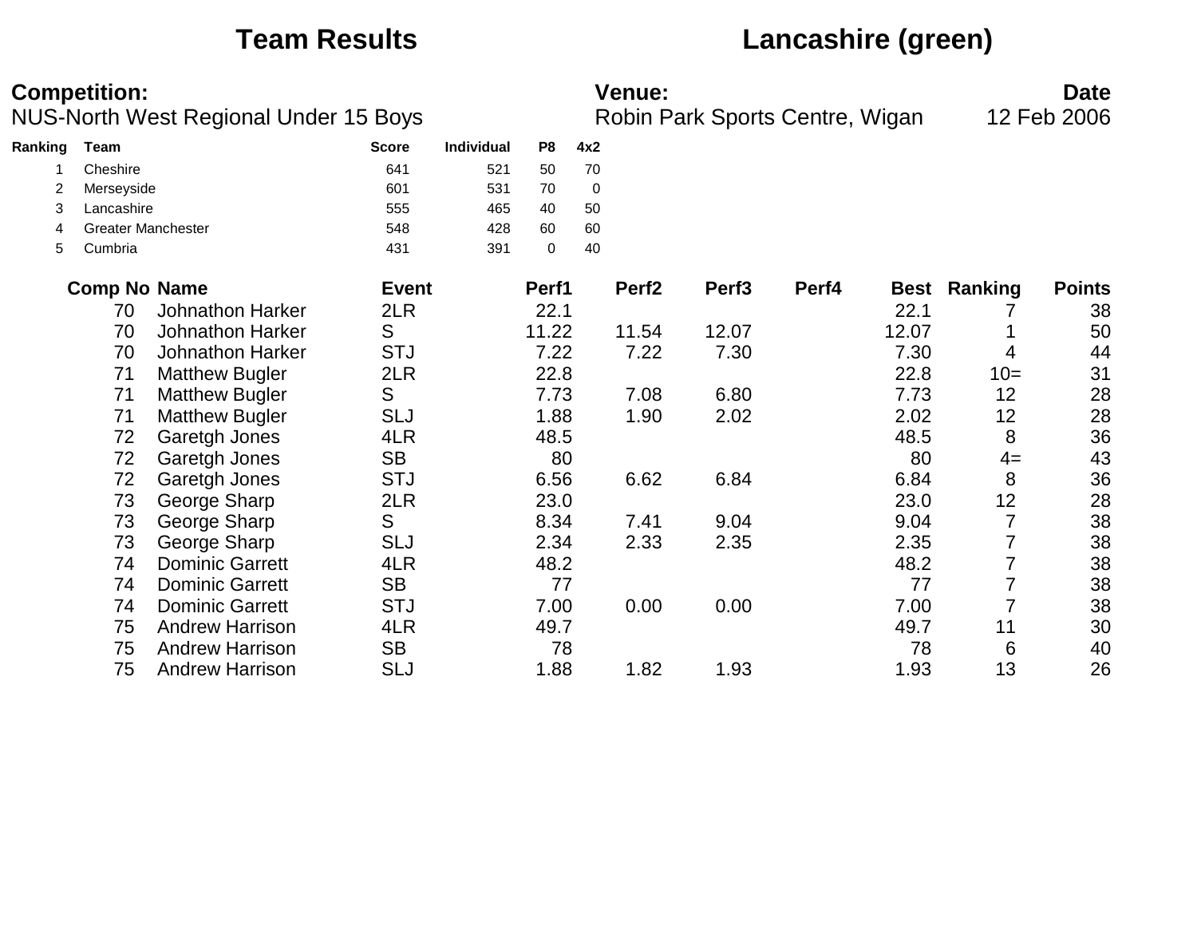# Team Results — Lancashire (green)

**Competition:** NUS-North West Regional Under 15 Boys

**Venue:** Robin Park Sports Centre, Wigan

**Date:** 12 Feb 2006

| Ranking | Team | Score | Individual | P8 | 4x2 |
|---|---|---|---|---|---|
| 1 | Cheshire | 641 | 521 | 50 | 70 |
| 2 | Merseyside | 601 | 531 | 70 | 0 |
| 3 | Lancashire | 555 | 465 | 40 | 50 |
| 4 | Greater Manchester | 548 | 428 | 60 | 60 |
| 5 | Cumbria | 431 | 391 | 0 | 40 |

| Comp No | Name | Event | Perf1 | Perf2 | Perf3 | Perf4 | Best | Ranking | Points |
|---|---|---|---|---|---|---|---|---|---|
| 70 | Johnathon Harker | 2LR | 22.1 | | | | 22.1 | 7 | 38 |
| 70 | Johnathon Harker | S | 11.22 | 11.54 | 12.07 | | 12.07 | 1 | 50 |
| 70 | Johnathon Harker | STJ | 7.22 | 7.22 | 7.30 | | 7.30 | 4 | 44 |
| 71 | Matthew Bugler | 2LR | 22.8 | | | | 22.8 | 10= | 31 |
| 71 | Matthew Bugler | S | 7.73 | 7.08 | 6.80 | | 7.73 | 12 | 28 |
| 71 | Matthew Bugler | SLJ | 1.88 | 1.90 | 2.02 | | 2.02 | 12 | 28 |
| 72 | Garetgh Jones | 4LR | 48.5 | | | | 48.5 | 8 | 36 |
| 72 | Garetgh Jones | SB | 80 | | | | 80 | 4= | 43 |
| 72 | Garetgh Jones | STJ | 6.56 | 6.62 | 6.84 | | 6.84 | 8 | 36 |
| 73 | George Sharp | 2LR | 23.0 | | | | 23.0 | 12 | 28 |
| 73 | George Sharp | S | 8.34 | 7.41 | 9.04 | | 9.04 | 7 | 38 |
| 73 | George Sharp | SLJ | 2.34 | 2.33 | 2.35 | | 2.35 | 7 | 38 |
| 74 | Dominic Garrett | 4LR | 48.2 | | | | 48.2 | 7 | 38 |
| 74 | Dominic Garrett | SB | 77 | | | | 77 | 7 | 38 |
| 74 | Dominic Garrett | STJ | 7.00 | 0.00 | 0.00 | | 7.00 | 7 | 38 |
| 75 | Andrew Harrison | 4LR | 49.7 | | | | 49.7 | 11 | 30 |
| 75 | Andrew Harrison | SB | 78 | | | | 78 | 6 | 40 |
| 75 | Andrew Harrison | SLJ | 1.88 | 1.82 | 1.93 | | 1.93 | 13 | 26 |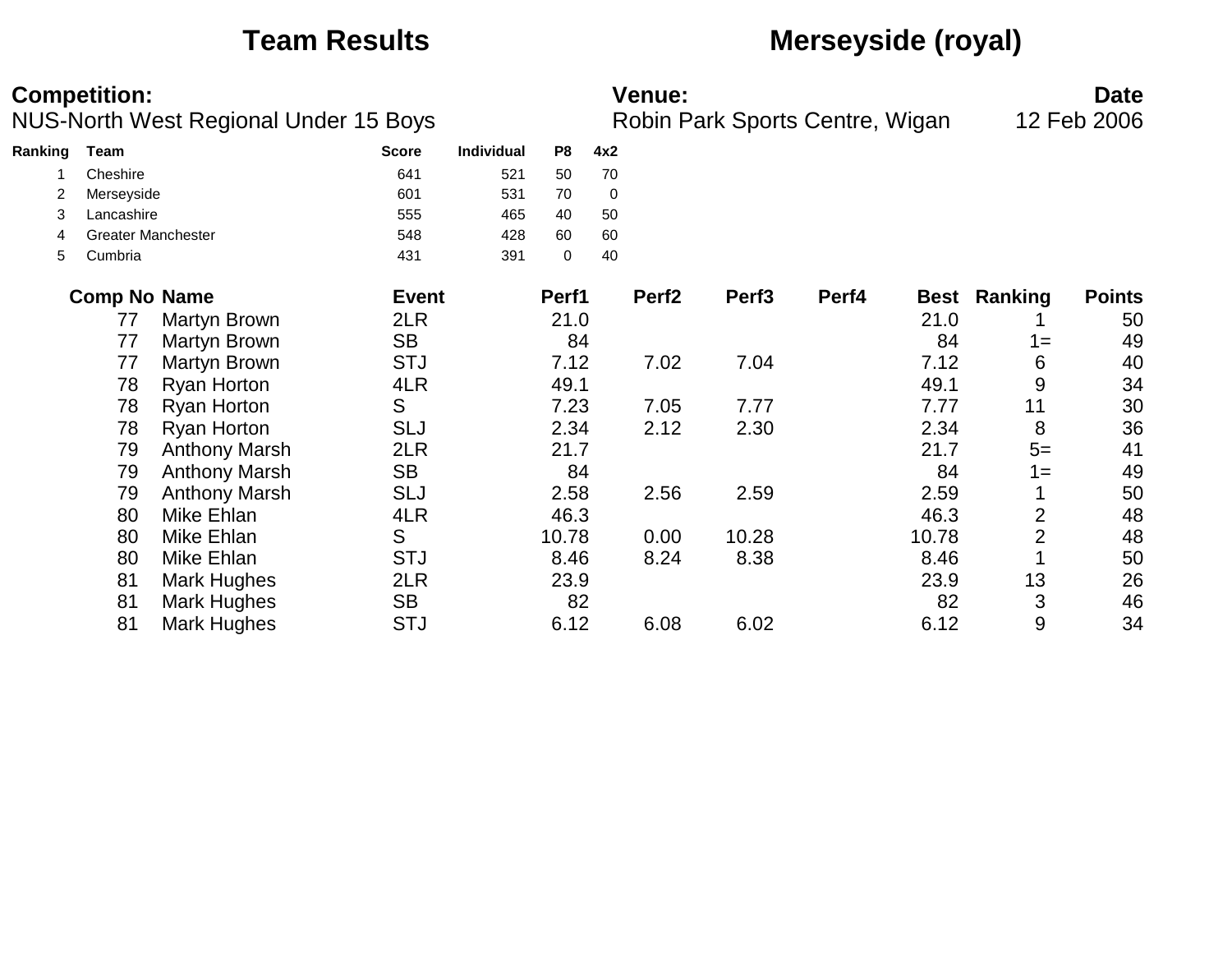# Team Results — Merseyside (royal)

**Competition:** NUS-North West Regional Under 15 Boys

**Venue:** Robin Park Sports Centre, Wigan

**Date:** 12 Feb 2006

| Ranking | Team | Score | Individual | P8 | 4x2 |
|---|---|---|---|---|---|
| 1 | Cheshire | 641 | 521 | 50 | 70 |
| 2 | Merseyside | 601 | 531 | 70 | 0 |
| 3 | Lancashire | 555 | 465 | 40 | 50 |
| 4 | Greater Manchester | 548 | 428 | 60 | 60 |
| 5 | Cumbria | 431 | 391 | 0 | 40 |

| Comp No | Name | Event | Perf1 | Perf2 | Perf3 | Perf4 | Best | Ranking | Points |
|---|---|---|---|---|---|---|---|---|---|
| 77 | Martyn Brown | 2LR | 21.0 | | | | 21.0 | 1 | 50 |
| 77 | Martyn Brown | SB | 84 | | | | 84 | 1= | 49 |
| 77 | Martyn Brown | STJ | 7.12 | 7.02 | 7.04 | | 7.12 | 6 | 40 |
| 78 | Ryan Horton | 4LR | 49.1 | | | | 49.1 | 9 | 34 |
| 78 | Ryan Horton | S | 7.23 | 7.05 | 7.77 | | 7.77 | 11 | 30 |
| 78 | Ryan Horton | SLJ | 2.34 | 2.12 | 2.30 | | 2.34 | 8 | 36 |
| 79 | Anthony Marsh | 2LR | 21.7 | | | | 21.7 | 5= | 41 |
| 79 | Anthony Marsh | SB | 84 | | | | 84 | 1= | 49 |
| 79 | Anthony Marsh | SLJ | 2.58 | 2.56 | 2.59 | | 2.59 | 1 | 50 |
| 80 | Mike Ehlan | 4LR | 46.3 | | | | 46.3 | 2 | 48 |
| 80 | Mike Ehlan | S | 10.78 | 0.00 | 10.28 | | 10.78 | 2 | 48 |
| 80 | Mike Ehlan | STJ | 8.46 | 8.24 | 8.38 | | 8.46 | 1 | 50 |
| 81 | Mark Hughes | 2LR | 23.9 | | | | 23.9 | 13 | 26 |
| 81 | Mark Hughes | SB | 82 | | | | 82 | 3 | 46 |
| 81 | Mark Hughes | STJ | 6.12 | 6.08 | 6.02 | | 6.12 | 9 | 34 |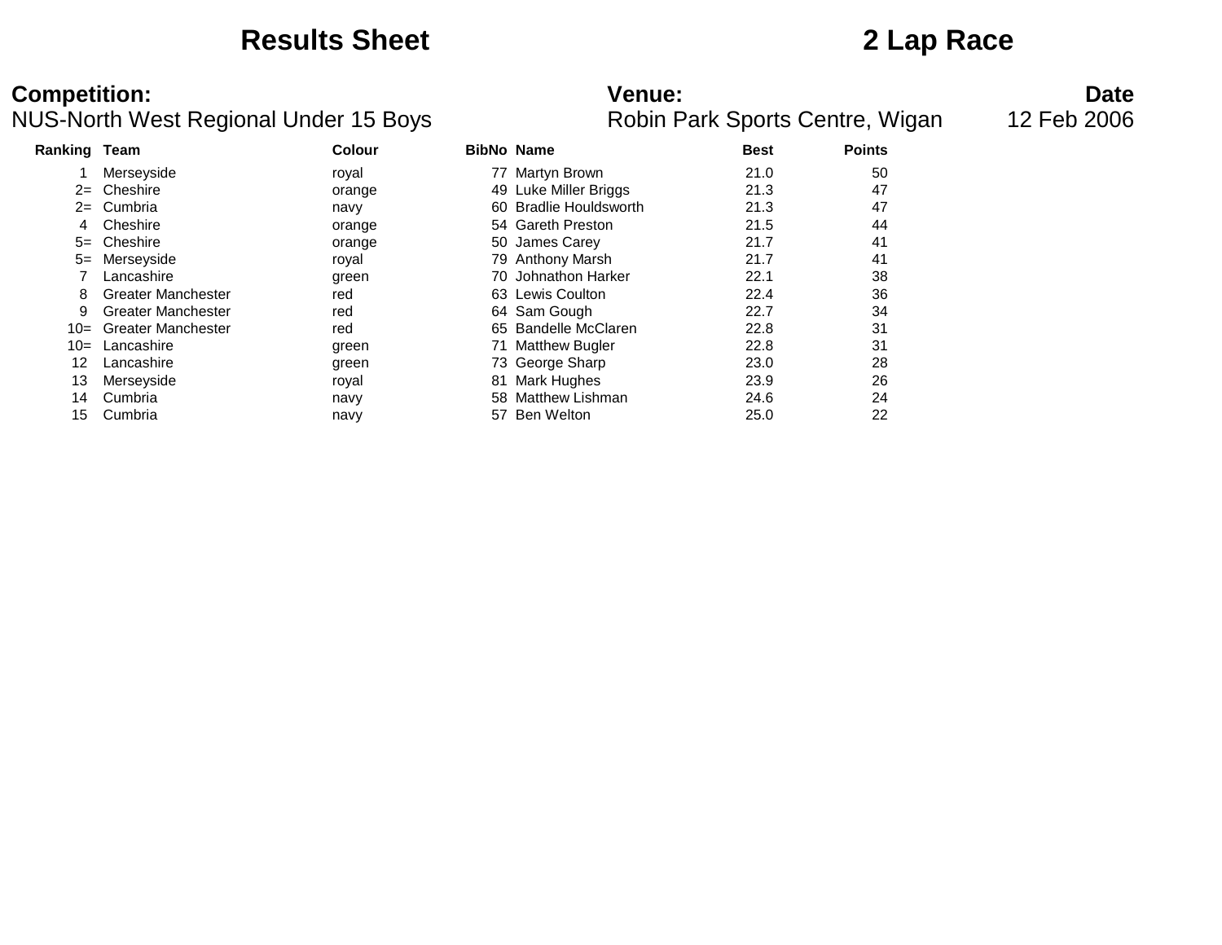# Results Sheet

# 2 Lap Race

**Competition:**
NUS-North West Regional Under 15 Boys

**Venue:**
Robin Park Sports Centre, Wigan

**Date**
12 Feb 2006

| Ranking | Team | Colour | BibNo | Name | Best | Points |
|---|---|---|---|---|---|---|
| 1 | Merseyside | royal | 77 | Martyn Brown | 21.0 | 50 |
| 2= | Cheshire | orange | 49 | Luke Miller Briggs | 21.3 | 47 |
| 2= | Cumbria | navy | 60 | Bradlie Houldsworth | 21.3 | 47 |
| 4 | Cheshire | orange | 54 | Gareth Preston | 21.5 | 44 |
| 5= | Cheshire | orange | 50 | James Carey | 21.7 | 41 |
| 5= | Merseyside | royal | 79 | Anthony Marsh | 21.7 | 41 |
| 7 | Lancashire | green | 70 | Johnathon Harker | 22.1 | 38 |
| 8 | Greater Manchester | red | 63 | Lewis Coulton | 22.4 | 36 |
| 9 | Greater Manchester | red | 64 | Sam Gough | 22.7 | 34 |
| 10= | Greater Manchester | red | 65 | Bandelle McClaren | 22.8 | 31 |
| 10= | Lancashire | green | 71 | Matthew Bugler | 22.8 | 31 |
| 12 | Lancashire | green | 73 | George Sharp | 23.0 | 28 |
| 13 | Merseyside | royal | 81 | Mark Hughes | 23.9 | 26 |
| 14 | Cumbria | navy | 58 | Matthew Lishman | 24.6 | 24 |
| 15 | Cumbria | navy | 57 | Ben Welton | 25.0 | 22 |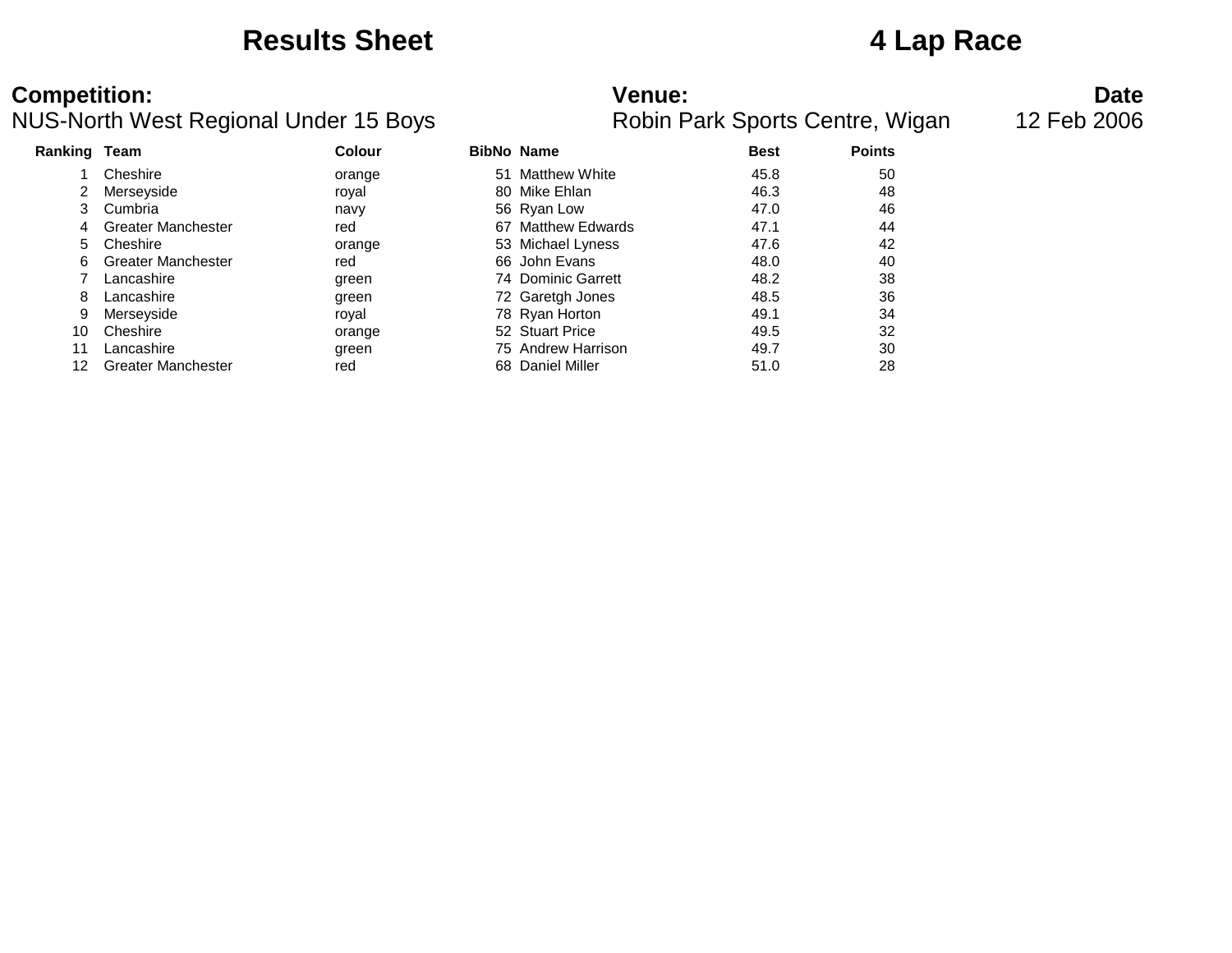# Results Sheet — 4 Lap Race

**Competition:**
NUS-North West Regional Under 15 Boys

**Venue:**
Robin Park Sports Centre, Wigan

**Date**
12 Feb 2006

| Ranking | Team | Colour | BibNo | Name | Best | Points |
|---|---|---|---|---|---|---|
| 1 | Cheshire | orange | 51 | Matthew White | 45.8 | 50 |
| 2 | Merseyside | royal | 80 | Mike Ehlan | 46.3 | 48 |
| 3 | Cumbria | navy | 56 | Ryan Low | 47.0 | 46 |
| 4 | Greater Manchester | red | 67 | Matthew Edwards | 47.1 | 44 |
| 5 | Cheshire | orange | 53 | Michael Lyness | 47.6 | 42 |
| 6 | Greater Manchester | red | 66 | John Evans | 48.0 | 40 |
| 7 | Lancashire | green | 74 | Dominic Garrett | 48.2 | 38 |
| 8 | Lancashire | green | 72 | Garetgh Jones | 48.5 | 36 |
| 9 | Merseyside | royal | 78 | Ryan Horton | 49.1 | 34 |
| 10 | Cheshire | orange | 52 | Stuart Price | 49.5 | 32 |
| 11 | Lancashire | green | 75 | Andrew Harrison | 49.7 | 30 |
| 12 | Greater Manchester | red | 68 | Daniel Miller | 51.0 | 28 |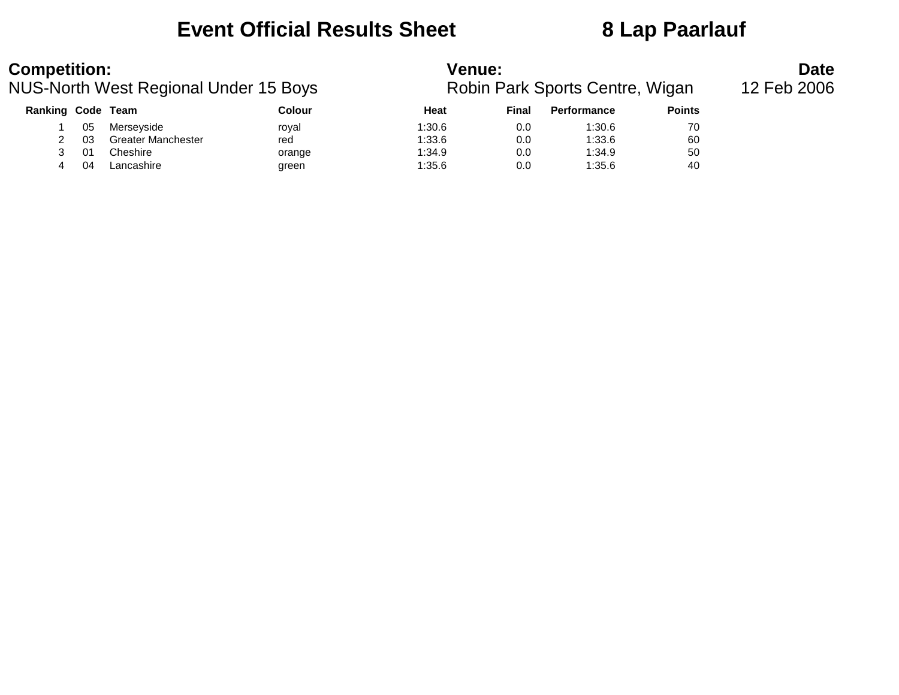# Event Official Results Sheet 8 Lap Paarlauf

**Competition:**
NUS-North West Regional Under 15 Boys

**Venue:**
Robin Park Sports Centre, Wigan

**Date**
12 Feb 2006

| Ranking | Code | Team | Colour | Heat | Final | Performance | Points |
|---|---|---|---|---|---|---|---|
| 1 | 05 | Merseyside | royal | 1:30.6 | 0.0 | 1:30.6 | 70 |
| 2 | 03 | Greater Manchester | red | 1:33.6 | 0.0 | 1:33.6 | 60 |
| 3 | 01 | Cheshire | orange | 1:34.9 | 0.0 | 1:34.9 | 50 |
| 4 | 04 | Lancashire | green | 1:35.6 | 0.0 | 1:35.6 | 40 |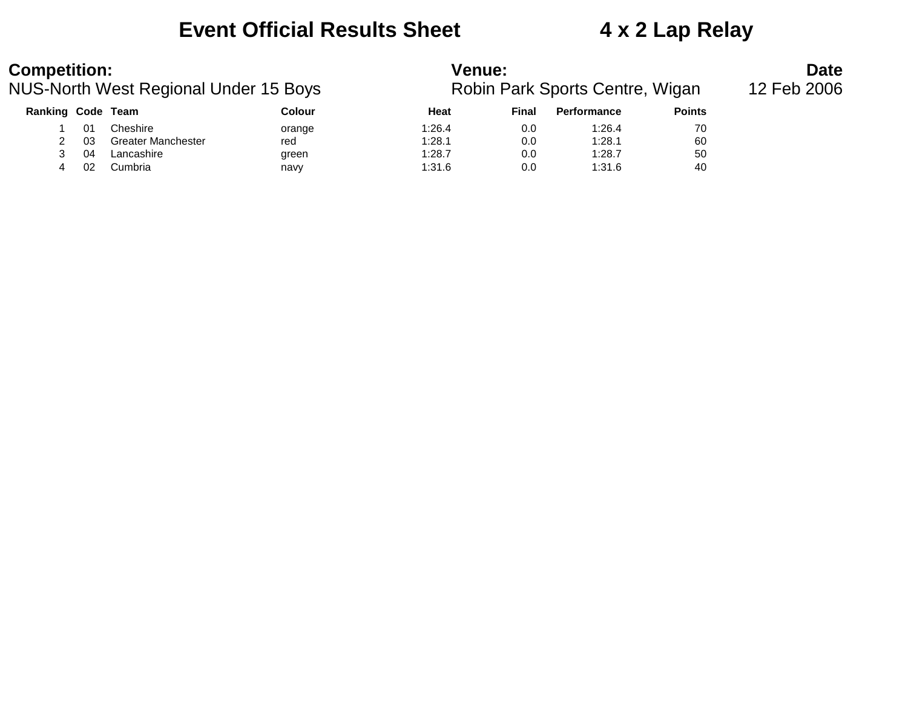# Event Official Results Sheet 4 x 2 Lap Relay

**Competition:**
NUS-North West Regional Under 15 Boys

**Venue:**
Robin Park Sports Centre, Wigan

**Date**
12 Feb 2006

| Ranking | Code | Team | Colour | Heat | Final | Performance | Points |
|---|---|---|---|---|---|---|---|
| 1 | 01 | Cheshire | orange | 1:26.4 | 0.0 | 1:26.4 | 70 |
| 2 | 03 | Greater Manchester | red | 1:28.1 | 0.0 | 1:28.1 | 60 |
| 3 | 04 | Lancashire | green | 1:28.7 | 0.0 | 1:28.7 | 50 |
| 4 | 02 | Cumbria | navy | 1:31.6 | 0.0 | 1:31.6 | 40 |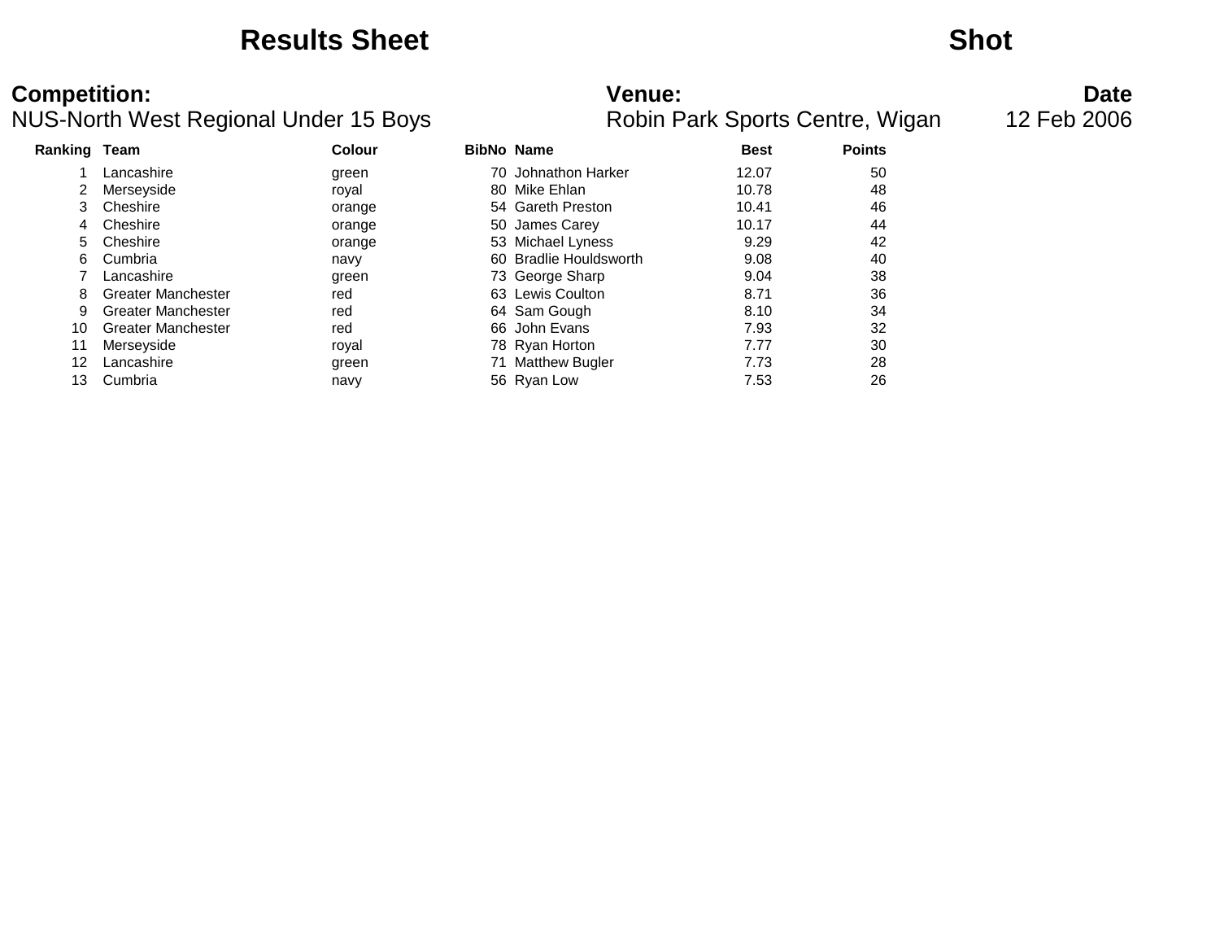# Results Sheet

# Shot

**Competition:**
NUS-North West Regional Under 15 Boys

**Venue:**
Robin Park Sports Centre, Wigan

**Date**
12 Feb 2006

| Ranking | Team | Colour | BibNo | Name | Best | Points |
|---|---|---|---|---|---|---|
| 1 | Lancashire | green | 70 | Johnathon Harker | 12.07 | 50 |
| 2 | Merseyside | royal | 80 | Mike Ehlan | 10.78 | 48 |
| 3 | Cheshire | orange | 54 | Gareth Preston | 10.41 | 46 |
| 4 | Cheshire | orange | 50 | James Carey | 10.17 | 44 |
| 5 | Cheshire | orange | 53 | Michael Lyness | 9.29 | 42 |
| 6 | Cumbria | navy | 60 | Bradlie Houldsworth | 9.08 | 40 |
| 7 | Lancashire | green | 73 | George Sharp | 9.04 | 38 |
| 8 | Greater Manchester | red | 63 | Lewis Coulton | 8.71 | 36 |
| 9 | Greater Manchester | red | 64 | Sam Gough | 8.10 | 34 |
| 10 | Greater Manchester | red | 66 | John Evans | 7.93 | 32 |
| 11 | Merseyside | royal | 78 | Ryan Horton | 7.77 | 30 |
| 12 | Lancashire | green | 71 | Matthew Bugler | 7.73 | 28 |
| 13 | Cumbria | navy | 56 | Ryan Low | 7.53 | 26 |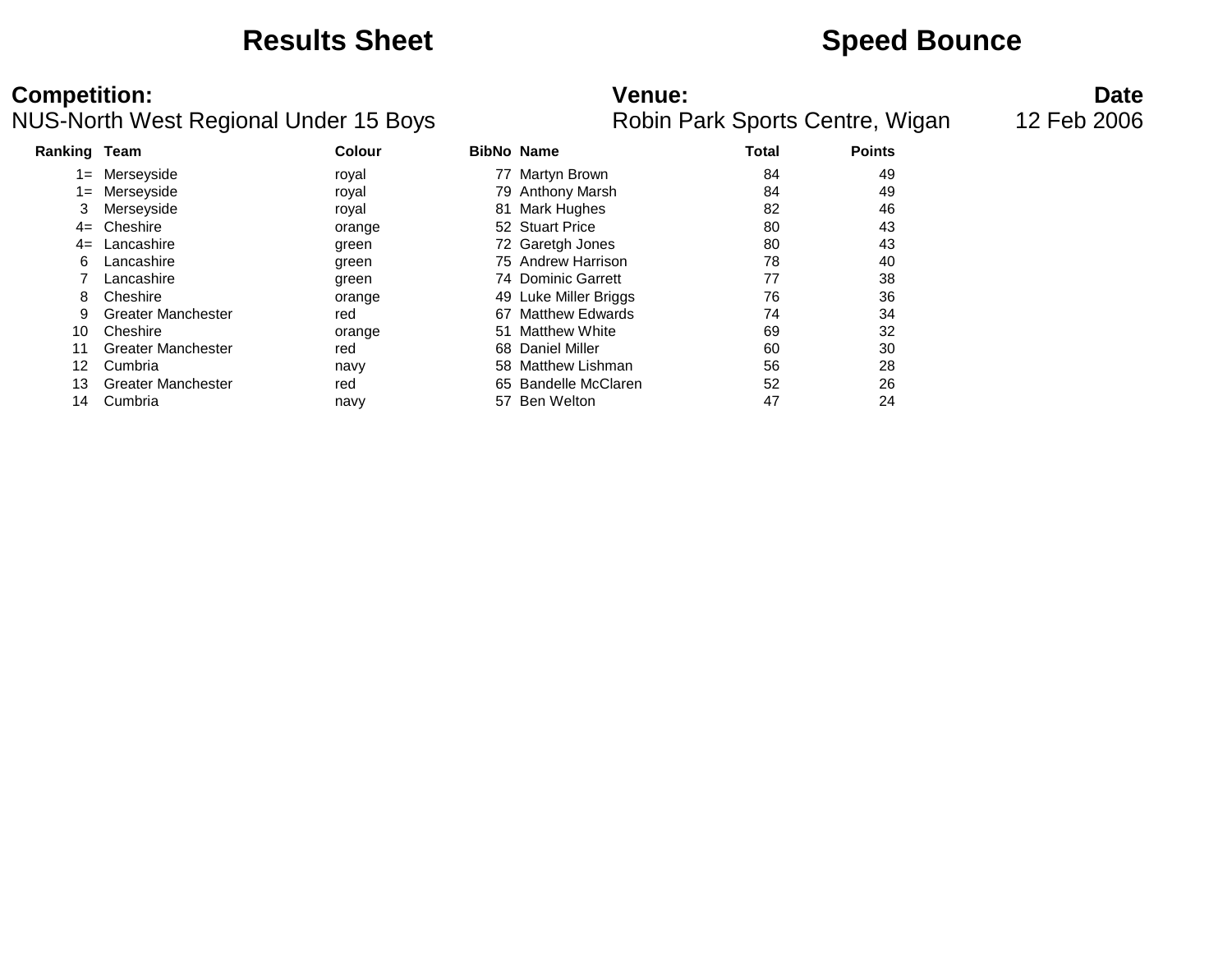# Results Sheet — Speed Bounce

**Competition:**
NUS-North West Regional Under 15 Boys

**Venue:**
Robin Park Sports Centre, Wigan

**Date**
12 Feb 2006

| Ranking | Team | Colour | BibNo | Name | Total | Points |
|---|---|---|---|---|---|---|
| 1= | Merseyside | royal | 77 | Martyn Brown | 84 | 49 |
| 1= | Merseyside | royal | 79 | Anthony Marsh | 84 | 49 |
| 3 | Merseyside | royal | 81 | Mark Hughes | 82 | 46 |
| 4= | Cheshire | orange | 52 | Stuart Price | 80 | 43 |
| 4= | Lancashire | green | 72 | Garetgh Jones | 80 | 43 |
| 6 | Lancashire | green | 75 | Andrew Harrison | 78 | 40 |
| 7 | Lancashire | green | 74 | Dominic Garrett | 77 | 38 |
| 8 | Cheshire | orange | 49 | Luke Miller Briggs | 76 | 36 |
| 9 | Greater Manchester | red | 67 | Matthew Edwards | 74 | 34 |
| 10 | Cheshire | orange | 51 | Matthew White | 69 | 32 |
| 11 | Greater Manchester | red | 68 | Daniel Miller | 60 | 30 |
| 12 | Cumbria | navy | 58 | Matthew Lishman | 56 | 28 |
| 13 | Greater Manchester | red | 65 | Bandelle McClaren | 52 | 26 |
| 14 | Cumbria | navy | 57 | Ben Welton | 47 | 24 |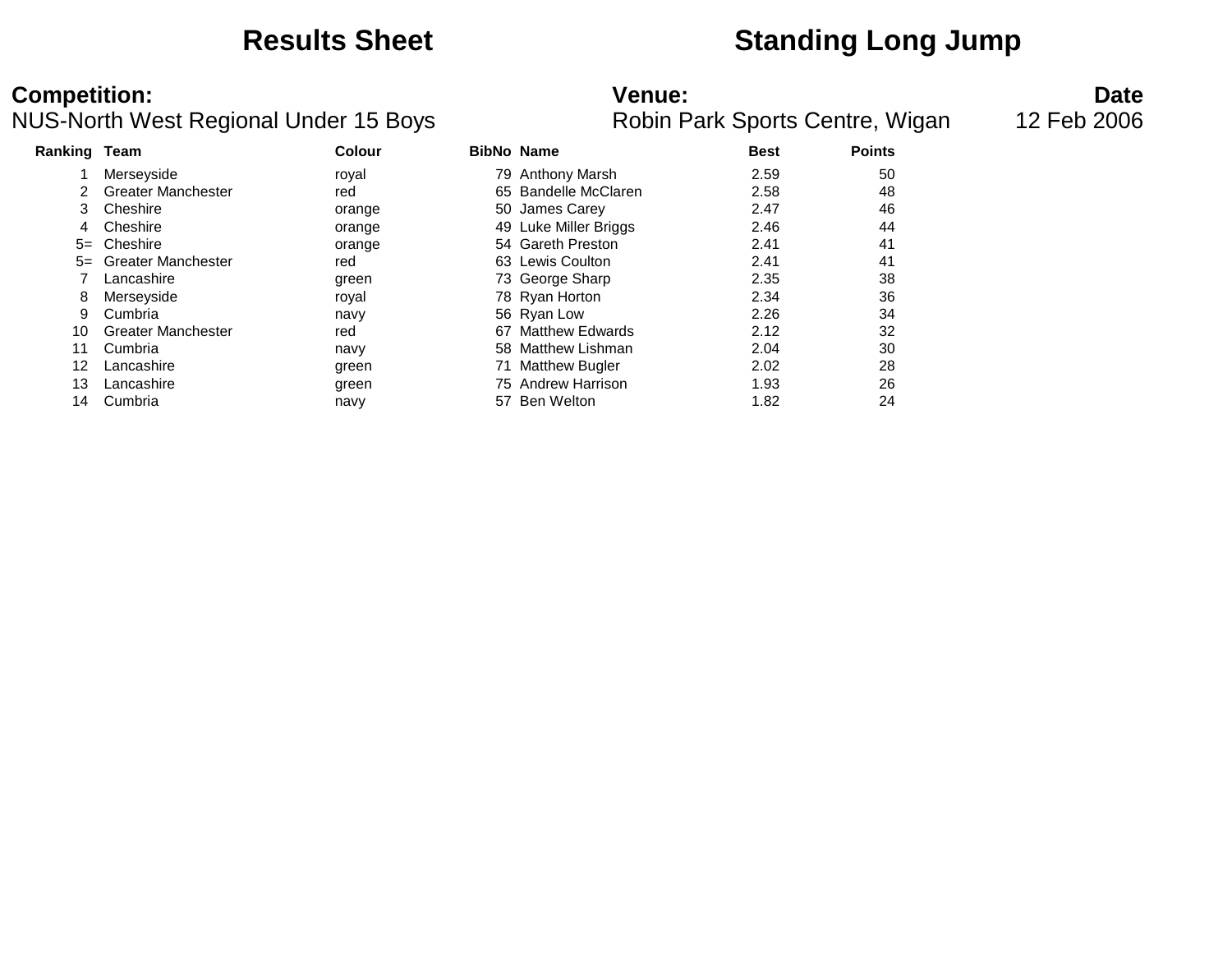# Results Sheet — Standing Long Jump

**Competition:** NUS-North West Regional Under 15 Boys

**Venue:** Robin Park Sports Centre, Wigan

**Date:** 12 Feb 2006

| Ranking | Team | Colour | BibNo | Name | Best | Points |
|---|---|---|---|---|---|---|
| 1 | Merseyside | royal | 79 | Anthony Marsh | 2.59 | 50 |
| 2 | Greater Manchester | red | 65 | Bandelle McClaren | 2.58 | 48 |
| 3 | Cheshire | orange | 50 | James Carey | 2.47 | 46 |
| 4 | Cheshire | orange | 49 | Luke Miller Briggs | 2.46 | 44 |
| 5= | Cheshire | orange | 54 | Gareth Preston | 2.41 | 41 |
| 5= | Greater Manchester | red | 63 | Lewis Coulton | 2.41 | 41 |
| 7 | Lancashire | green | 73 | George Sharp | 2.35 | 38 |
| 8 | Merseyside | royal | 78 | Ryan Horton | 2.34 | 36 |
| 9 | Cumbria | navy | 56 | Ryan Low | 2.26 | 34 |
| 10 | Greater Manchester | red | 67 | Matthew Edwards | 2.12 | 32 |
| 11 | Cumbria | navy | 58 | Matthew Lishman | 2.04 | 30 |
| 12 | Lancashire | green | 71 | Matthew Bugler | 2.02 | 28 |
| 13 | Lancashire | green | 75 | Andrew Harrison | 1.93 | 26 |
| 14 | Cumbria | navy | 57 | Ben Welton | 1.82 | 24 |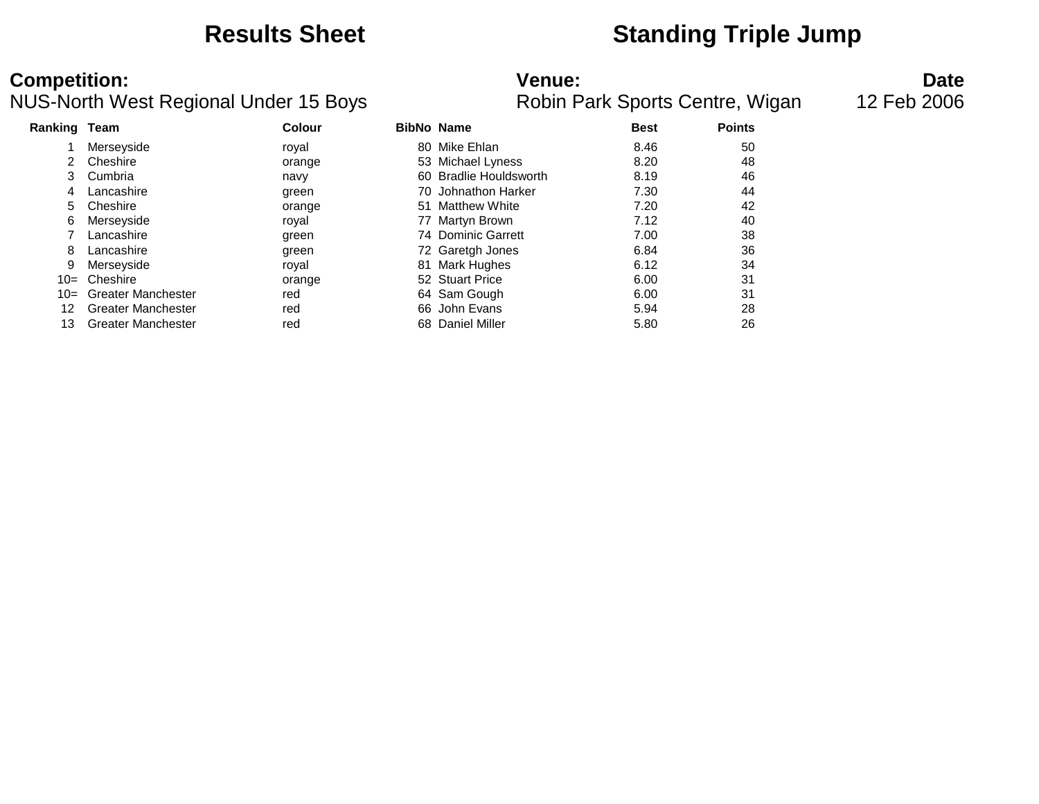# Results Sheet

# Standing Triple Jump

**Competition:**
NUS-North West Regional Under 15 Boys

**Venue:**
Robin Park Sports Centre, Wigan

**Date**
12 Feb 2006

| Ranking | Team | Colour | BibNo | Name | Best | Points |
|---|---|---|---|---|---|---|
| 1 | Merseyside | royal | 80 | Mike Ehlan | 8.46 | 50 |
| 2 | Cheshire | orange | 53 | Michael Lyness | 8.20 | 48 |
| 3 | Cumbria | navy | 60 | Bradlie Houldsworth | 8.19 | 46 |
| 4 | Lancashire | green | 70 | Johnathon Harker | 7.30 | 44 |
| 5 | Cheshire | orange | 51 | Matthew White | 7.20 | 42 |
| 6 | Merseyside | royal | 77 | Martyn Brown | 7.12 | 40 |
| 7 | Lancashire | green | 74 | Dominic Garrett | 7.00 | 38 |
| 8 | Lancashire | green | 72 | Garetgh Jones | 6.84 | 36 |
| 9 | Merseyside | royal | 81 | Mark Hughes | 6.12 | 34 |
| 10= | Cheshire | orange | 52 | Stuart Price | 6.00 | 31 |
| 10= | Greater Manchester | red | 64 | Sam Gough | 6.00 | 31 |
| 12 | Greater Manchester | red | 66 | John Evans | 5.94 | 28 |
| 13 | Greater Manchester | red | 68 | Daniel Miller | 5.80 | 26 |